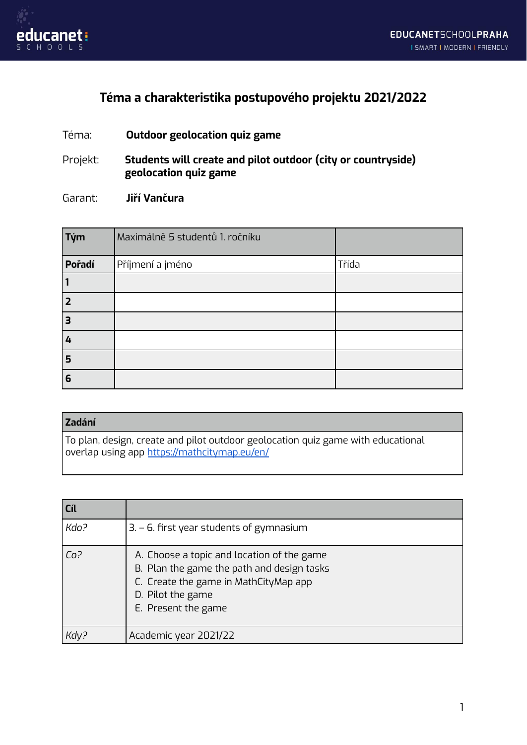## Téma a charakteristika postupového projektu 2021/2022

Téma: **Outdoor geolocation quiz game**

Projekt: **Students will create and pilot outdoor (city or countryside) geolocation quiz game**

Garant: **Jiří Vančura**

| **Tým** | Maximálně 5 studentů 1. ročníku | |
|---|---|---|
| **Pořadí** | Příjmení a jméno | Třída |
| **1** | | |
| **2** | | |
| **3** | | |
| **4** | | |
| **5** | | |
| **6** | | |

| **Zadání** |
|---|
| To plan, design, create and pilot outdoor geolocation quiz game with educational overlap using app [https://mathcitymap.eu/en/](https://mathcitymap.eu/en/) |

| **Cíl** | |
|---|---|
| *Kdo?* | 3. – 6. first year students of gymnasium |
| *Co?* | A. Choose a topic and location of the game<br>B. Plan the game the path and design tasks<br>C. Create the game in MathCityMap app<br>D. Pilot the game<br>E. Present the game |
| *Kdy?* | Academic year 2021/22 |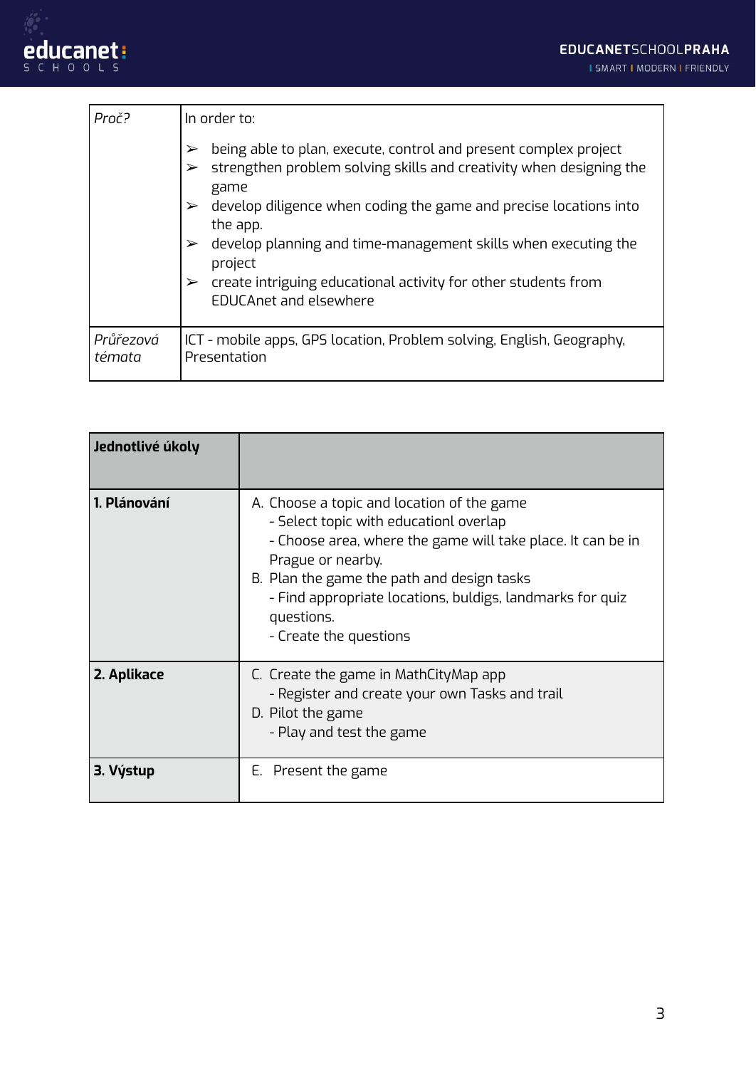| | |
|---|---|
| *Proč?* | In order to:<br>➢ being able to plan, execute, control and present complex project<br>➢ strengthen problem solving skills and creativity when designing the game<br>➢ develop diligence when coding the game and precise locations into the app.<br>➢ develop planning and time-management skills when executing the project<br>➢ create intriguing educational activity for other students from EDUCAnet and elsewhere |
| *Průřezová témata* | ICT - mobile apps, GPS location, Problem solving, English, Geography, Presentation |

| **Jednotlivé úkoly** | |
|---|---|
| **1. Plánování** | A. Choose a topic and location of the game<br>- Select topic with educationl overlap<br>- Choose area, where the game will take place. It can be in Prague or nearby.<br>B. Plan the game the path and design tasks<br>- Find appropriate locations, buldigs, landmarks for quiz questions.<br>- Create the questions |
| **2. Aplikace** | C. Create the game in MathCityMap app<br>- Register and create your own Tasks and trail<br>D. Pilot the game<br>- Play and test the game |
| **3. Výstup** | E. Present the game |